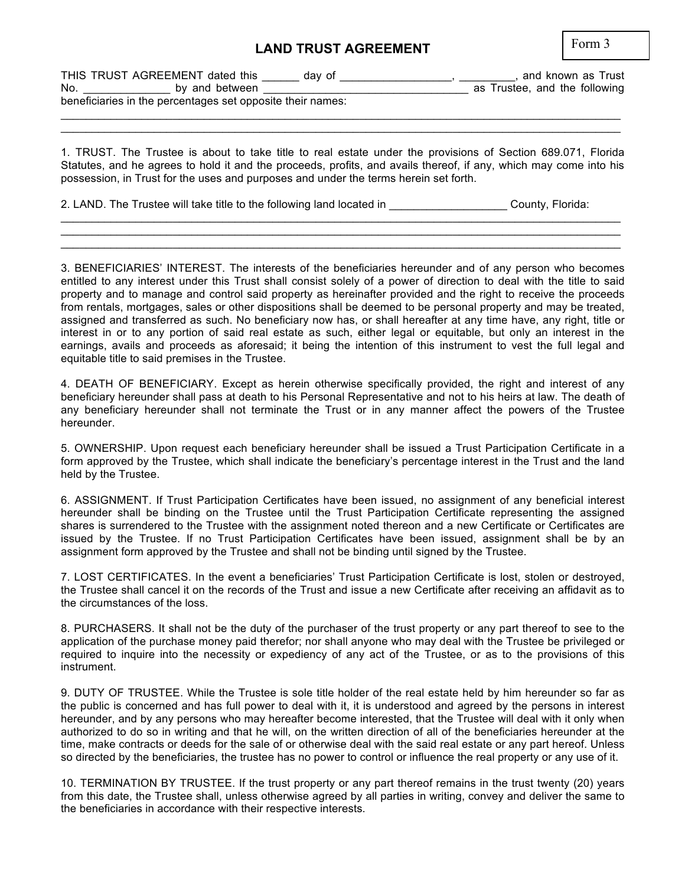# LAND TRUST AGREEMENT

Form 3

THIS TRUST AGREEMENT dated this ______ day of __________________, _________, and known as Trust No. ______________ by and between __________________________________ as Trustee, and the following beneficiaries in the percentages set opposite their names:

_______________________________________________________________________________________________
_______________________________________________________________________________________________

1. TRUST. The Trustee is about to take title to real estate under the provisions of Section 689.071, Florida Statutes, and he agrees to hold it and the proceeds, profits, and avails thereof, if any, which may come into his possession, in Trust for the uses and purposes and under the terms herein set forth.

2. LAND. The Trustee will take title to the following land located in ___________________ County, Florida:

_______________________________________________________________________________________________
_______________________________________________________________________________________________
_______________________________________________________________________________________________

3. BENEFICIARIES' INTEREST. The interests of the beneficiaries hereunder and of any person who becomes entitled to any interest under this Trust shall consist solely of a power of direction to deal with the title to said property and to manage and control said property as hereinafter provided and the right to receive the proceeds from rentals, mortgages, sales or other dispositions shall be deemed to be personal property and may be treated, assigned and transferred as such. No beneficiary now has, or shall hereafter at any time have, any right, title or interest in or to any portion of said real estate as such, either legal or equitable, but only an interest in the earnings, avails and proceeds as aforesaid; it being the intention of this instrument to vest the full legal and equitable title to said premises in the Trustee.

4. DEATH OF BENEFICIARY. Except as herein otherwise specifically provided, the right and interest of any beneficiary hereunder shall pass at death to his Personal Representative and not to his heirs at law. The death of any beneficiary hereunder shall not terminate the Trust or in any manner affect the powers of the Trustee hereunder.

5. OWNERSHIP. Upon request each beneficiary hereunder shall be issued a Trust Participation Certificate in a form approved by the Trustee, which shall indicate the beneficiary's percentage interest in the Trust and the land held by the Trustee.

6. ASSIGNMENT. If Trust Participation Certificates have been issued, no assignment of any beneficial interest hereunder shall be binding on the Trustee until the Trust Participation Certificate representing the assigned shares is surrendered to the Trustee with the assignment noted thereon and a new Certificate or Certificates are issued by the Trustee. If no Trust Participation Certificates have been issued, assignment shall be by an assignment form approved by the Trustee and shall not be binding until signed by the Trustee.

7. LOST CERTIFICATES. In the event a beneficiaries' Trust Participation Certificate is lost, stolen or destroyed, the Trustee shall cancel it on the records of the Trust and issue a new Certificate after receiving an affidavit as to the circumstances of the loss.

8. PURCHASERS. It shall not be the duty of the purchaser of the trust property or any part thereof to see to the application of the purchase money paid therefor; nor shall anyone who may deal with the Trustee be privileged or required to inquire into the necessity or expediency of any act of the Trustee, or as to the provisions of this instrument.

9. DUTY OF TRUSTEE. While the Trustee is sole title holder of the real estate held by him hereunder so far as the public is concerned and has full power to deal with it, it is understood and agreed by the persons in interest hereunder, and by any persons who may hereafter become interested, that the Trustee will deal with it only when authorized to do so in writing and that he will, on the written direction of all of the beneficiaries hereunder at the time, make contracts or deeds for the sale of or otherwise deal with the said real estate or any part hereof. Unless so directed by the beneficiaries, the trustee has no power to control or influence the real property or any use of it.

10. TERMINATION BY TRUSTEE. If the trust property or any part thereof remains in the trust twenty (20) years from this date, the Trustee shall, unless otherwise agreed by all parties in writing, convey and deliver the same to the beneficiaries in accordance with their respective interests.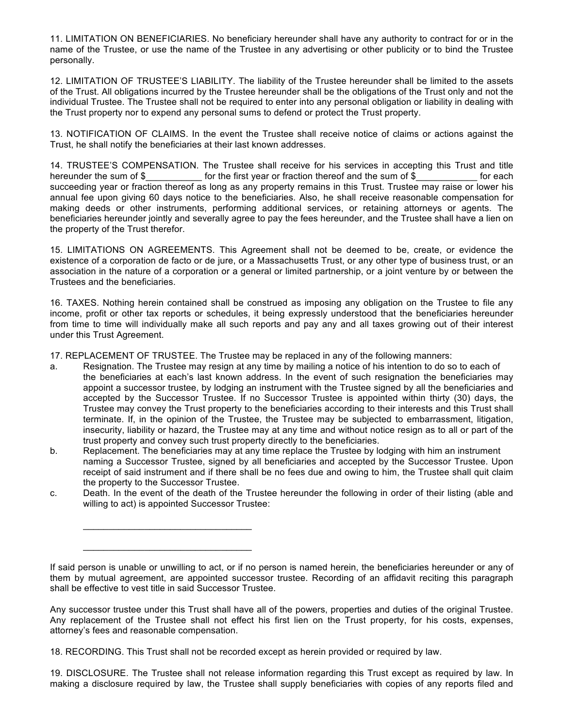11. LIMITATION ON BENEFICIARIES. No beneficiary hereunder shall have any authority to contract for or in the name of the Trustee, or use the name of the Trustee in any advertising or other publicity or to bind the Trustee personally.

12. LIMITATION OF TRUSTEE'S LIABILITY. The liability of the Trustee hereunder shall be limited to the assets of the Trust. All obligations incurred by the Trustee hereunder shall be the obligations of the Trust only and not the individual Trustee. The Trustee shall not be required to enter into any personal obligation or liability in dealing with the Trust property nor to expend any personal sums to defend or protect the Trust property.

13. NOTIFICATION OF CLAIMS. In the event the Trustee shall receive notice of claims or actions against the Trust, he shall notify the beneficiaries at their last known addresses.

14. TRUSTEE'S COMPENSATION. The Trustee shall receive for his services in accepting this Trust and title hereunder the sum of $___________ for the first year or fraction thereof and the sum of $____________ for each succeeding year or fraction thereof as long as any property remains in this Trust. Trustee may raise or lower his annual fee upon giving 60 days notice to the beneficiaries. Also, he shall receive reasonable compensation for making deeds or other instruments, performing additional services, or retaining attorneys or agents. The beneficiaries hereunder jointly and severally agree to pay the fees hereunder, and the Trustee shall have a lien on the property of the Trust therefor.

15. LIMITATIONS ON AGREEMENTS. This Agreement shall not be deemed to be, create, or evidence the existence of a corporation de facto or de jure, or a Massachusetts Trust, or any other type of business trust, or an association in the nature of a corporation or a general or limited partnership, or a joint venture by or between the Trustees and the beneficiaries.

16. TAXES. Nothing herein contained shall be construed as imposing any obligation on the Trustee to file any income, profit or other tax reports or schedules, it being expressly understood that the beneficiaries hereunder from time to time will individually make all such reports and pay any and all taxes growing out of their interest under this Trust Agreement.

17. REPLACEMENT OF TRUSTEE. The Trustee may be replaced in any of the following manners:

a. Resignation. The Trustee may resign at any time by mailing a notice of his intention to do so to each of the beneficiaries at each's last known address. In the event of such resignation the beneficiaries may appoint a successor trustee, by lodging an instrument with the Trustee signed by all the beneficiaries and accepted by the Successor Trustee. If no Successor Trustee is appointed within thirty (30) days, the Trustee may convey the Trust property to the beneficiaries according to their interests and this Trust shall terminate. If, in the opinion of the Trustee, the Trustee may be subjected to embarrassment, litigation, insecurity, liability or hazard, the Trustee may at any time and without notice resign as to all or part of the trust property and convey such trust property directly to the beneficiaries.

b. Replacement. The beneficiaries may at any time replace the Trustee by lodging with him an instrument naming a Successor Trustee, signed by all beneficiaries and accepted by the Successor Trustee. Upon receipt of said instrument and if there shall be no fees due and owing to him, the Trustee shall quit claim the property to the Successor Trustee.

c. Death. In the event of the death of the Trustee hereunder the following in order of their listing (able and willing to act) is appointed Successor Trustee:

_________________________________

_________________________________

If said person is unable or unwilling to act, or if no person is named herein, the beneficiaries hereunder or any of them by mutual agreement, are appointed successor trustee. Recording of an affidavit reciting this paragraph shall be effective to vest title in said Successor Trustee.

Any successor trustee under this Trust shall have all of the powers, properties and duties of the original Trustee. Any replacement of the Trustee shall not effect his first lien on the Trust property, for his costs, expenses, attorney's fees and reasonable compensation.

18. RECORDING. This Trust shall not be recorded except as herein provided or required by law.

19. DISCLOSURE. The Trustee shall not release information regarding this Trust except as required by law. In making a disclosure required by law, the Trustee shall supply beneficiaries with copies of any reports filed and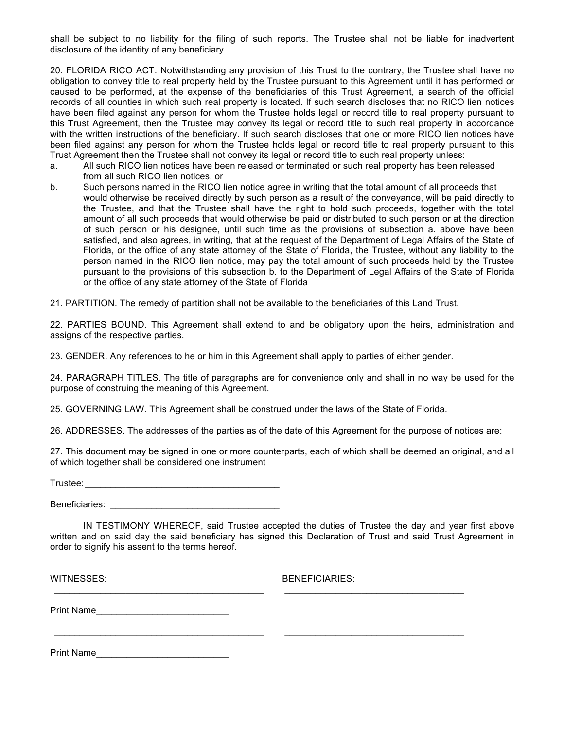shall be subject to no liability for the filing of such reports. The Trustee shall not be liable for inadvertent disclosure of the identity of any beneficiary.

20. FLORIDA RICO ACT. Notwithstanding any provision of this Trust to the contrary, the Trustee shall have no obligation to convey title to real property held by the Trustee pursuant to this Agreement until it has performed or caused to be performed, at the expense of the beneficiaries of this Trust Agreement, a search of the official records of all counties in which such real property is located. If such search discloses that no RICO lien notices have been filed against any person for whom the Trustee holds legal or record title to real property pursuant to this Trust Agreement, then the Trustee may convey its legal or record title to such real property in accordance with the written instructions of the beneficiary. If such search discloses that one or more RICO lien notices have been filed against any person for whom the Trustee holds legal or record title to real property pursuant to this Trust Agreement then the Trustee shall not convey its legal or record title to such real property unless:

a. All such RICO lien notices have been released or terminated or such real property has been released from all such RICO lien notices, or

b. Such persons named in the RICO lien notice agree in writing that the total amount of all proceeds that would otherwise be received directly by such person as a result of the conveyance, will be paid directly to the Trustee, and that the Trustee shall have the right to hold such proceeds, together with the total amount of all such proceeds that would otherwise be paid or distributed to such person or at the direction of such person or his designee, until such time as the provisions of subsection a. above have been satisfied, and also agrees, in writing, that at the request of the Department of Legal Affairs of the State of Florida, or the office of any state attorney of the State of Florida, the Trustee, without any liability to the person named in the RICO lien notice, may pay the total amount of such proceeds held by the Trustee pursuant to the provisions of this subsection b. to the Department of Legal Affairs of the State of Florida or the office of any state attorney of the State of Florida

21. PARTITION. The remedy of partition shall not be available to the beneficiaries of this Land Trust.

22. PARTIES BOUND. This Agreement shall extend to and be obligatory upon the heirs, administration and assigns of the respective parties.

23. GENDER. Any references to he or him in this Agreement shall apply to parties of either gender.

24. PARAGRAPH TITLES. The title of paragraphs are for convenience only and shall in no way be used for the purpose of construing the meaning of this Agreement.

25. GOVERNING LAW. This Agreement shall be construed under the laws of the State of Florida.

26. ADDRESSES. The addresses of the parties as of the date of this Agreement for the purpose of notices are:

27. This document may be signed in one or more counterparts, each of which shall be deemed an original, and all of which together shall be considered one instrument

Trustee:_______________________________________

Beneficiaries: _________________________________

IN TESTIMONY WHEREOF, said Trustee accepted the duties of Trustee the day and year first above written and on said day the said beneficiary has signed this Declaration of Trust and said Trust Agreement in order to signify his assent to the terms hereof.

WITNESSES: BENEFICIARIES:

_________________________________________ ___________________________________

Print Name__________________________

_________________________________________ ___________________________________

Print Name__________________________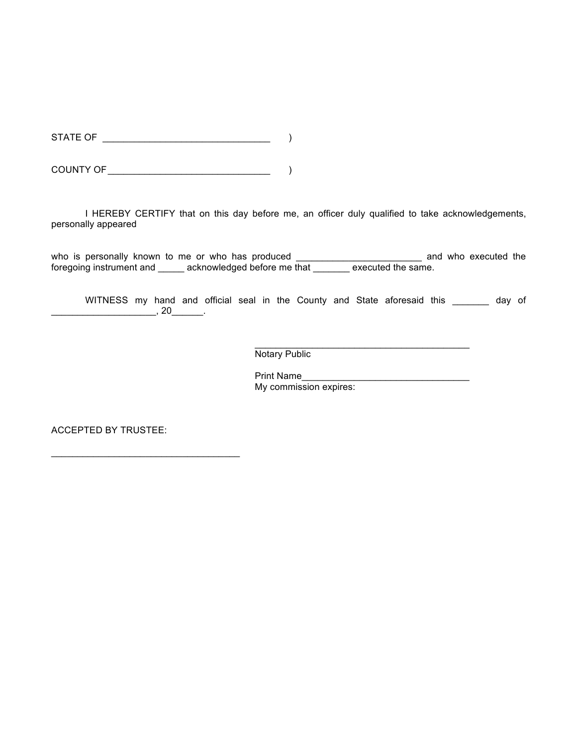STATE OF ________________________________ )

COUNTY OF ______________________________ )

I HEREBY CERTIFY that on this day before me, an officer duly qualified to take acknowledgements, personally appeared

who is personally known to me or who has produced ________________________ and who executed the foregoing instrument and _____ acknowledged before me that _______ executed the same.

WITNESS my hand and official seal in the County and State aforesaid this _______ day of ___________________, 20______.

_________________________________________
Notary Public

Print Name________________________________
My commission expires:

ACCEPTED BY TRUSTEE:

___________________________________